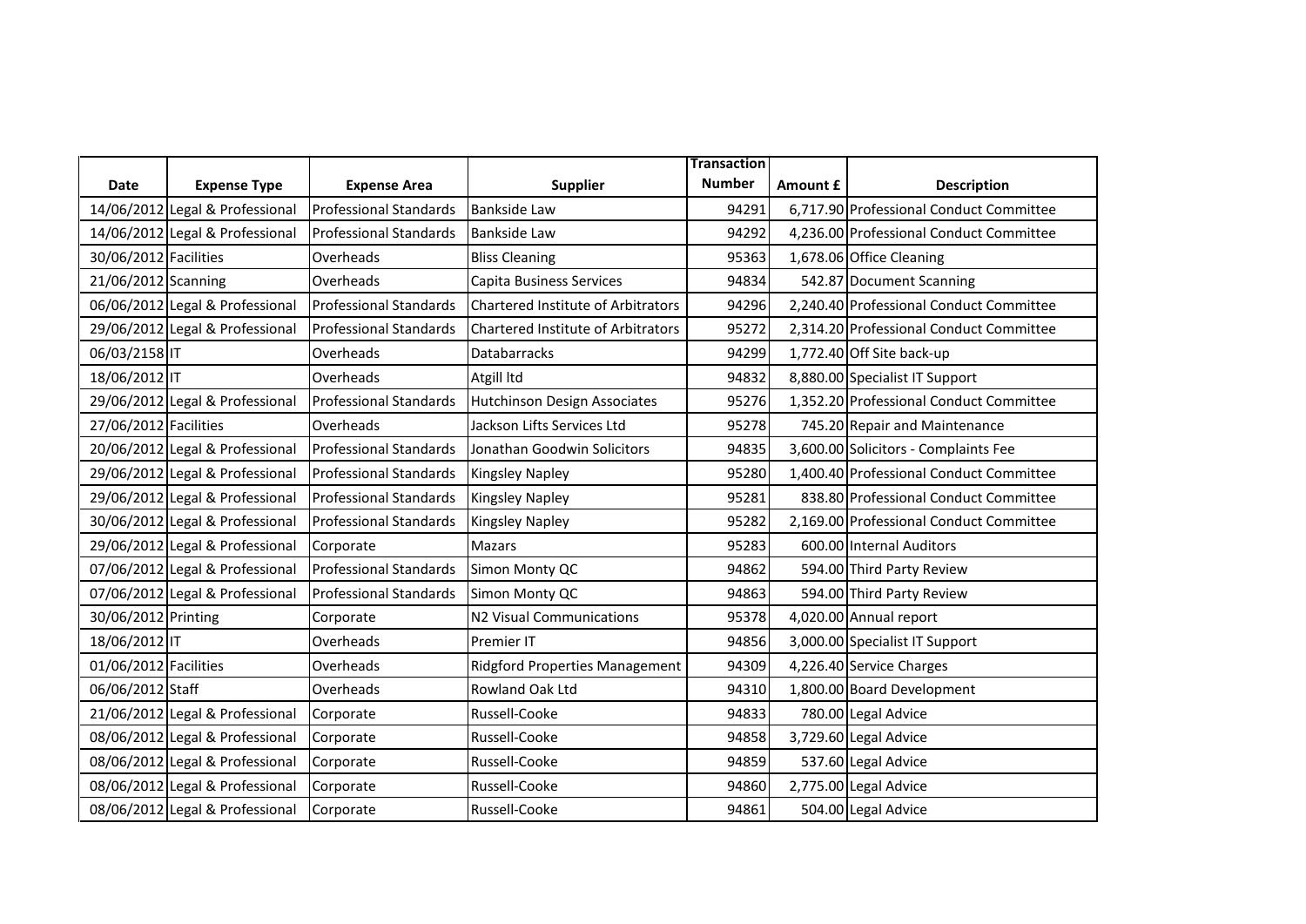| Date | Expense Type | Expense Area | Supplier | Transaction Number | Amount £ | Description |
|---|---|---|---|---|---|---|
| 14/06/2012 | Legal & Professional | Professional Standards | Bankside Law | 94291 | 6,717.90 | Professional Conduct Committee |
| 14/06/2012 | Legal & Professional | Professional Standards | Bankside Law | 94292 | 4,236.00 | Professional Conduct Committee |
| 30/06/2012 | Facilities | Overheads | Bliss Cleaning | 95363 | 1,678.06 | Office Cleaning |
| 21/06/2012 | Scanning | Overheads | Capita Business Services | 94834 | 542.87 | Document Scanning |
| 06/06/2012 | Legal & Professional | Professional Standards | Chartered Institute of Arbitrators | 94296 | 2,240.40 | Professional Conduct Committee |
| 29/06/2012 | Legal & Professional | Professional Standards | Chartered Institute of Arbitrators | 95272 | 2,314.20 | Professional Conduct Committee |
| 06/03/2158 | IT | Overheads | Databarracks | 94299 | 1,772.40 | Off Site back-up |
| 18/06/2012 | IT | Overheads | Atgill ltd | 94832 | 8,880.00 | Specialist IT Support |
| 29/06/2012 | Legal & Professional | Professional Standards | Hutchinson Design Associates | 95276 | 1,352.20 | Professional Conduct Committee |
| 27/06/2012 | Facilities | Overheads | Jackson Lifts Services Ltd | 95278 | 745.20 | Repair and Maintenance |
| 20/06/2012 | Legal & Professional | Professional Standards | Jonathan Goodwin Solicitors | 94835 | 3,600.00 | Solicitors - Complaints Fee |
| 29/06/2012 | Legal & Professional | Professional Standards | Kingsley Napley | 95280 | 1,400.40 | Professional Conduct Committee |
| 29/06/2012 | Legal & Professional | Professional Standards | Kingsley Napley | 95281 | 838.80 | Professional Conduct Committee |
| 30/06/2012 | Legal & Professional | Professional Standards | Kingsley Napley | 95282 | 2,169.00 | Professional Conduct Committee |
| 29/06/2012 | Legal & Professional | Corporate | Mazars | 95283 | 600.00 | Internal Auditors |
| 07/06/2012 | Legal & Professional | Professional Standards | Simon Monty QC | 94862 | 594.00 | Third Party Review |
| 07/06/2012 | Legal & Professional | Professional Standards | Simon Monty QC | 94863 | 594.00 | Third Party Review |
| 30/06/2012 | Printing | Corporate | N2 Visual Communications | 95378 | 4,020.00 | Annual report |
| 18/06/2012 | IT | Overheads | Premier IT | 94856 | 3,000.00 | Specialist IT Support |
| 01/06/2012 | Facilities | Overheads | Ridgford Properties Management | 94309 | 4,226.40 | Service Charges |
| 06/06/2012 | Staff | Overheads | Rowland Oak Ltd | 94310 | 1,800.00 | Board Development |
| 21/06/2012 | Legal & Professional | Corporate | Russell-Cooke | 94833 | 780.00 | Legal Advice |
| 08/06/2012 | Legal & Professional | Corporate | Russell-Cooke | 94858 | 3,729.60 | Legal Advice |
| 08/06/2012 | Legal & Professional | Corporate | Russell-Cooke | 94859 | 537.60 | Legal Advice |
| 08/06/2012 | Legal & Professional | Corporate | Russell-Cooke | 94860 | 2,775.00 | Legal Advice |
| 08/06/2012 | Legal & Professional | Corporate | Russell-Cooke | 94861 | 504.00 | Legal Advice |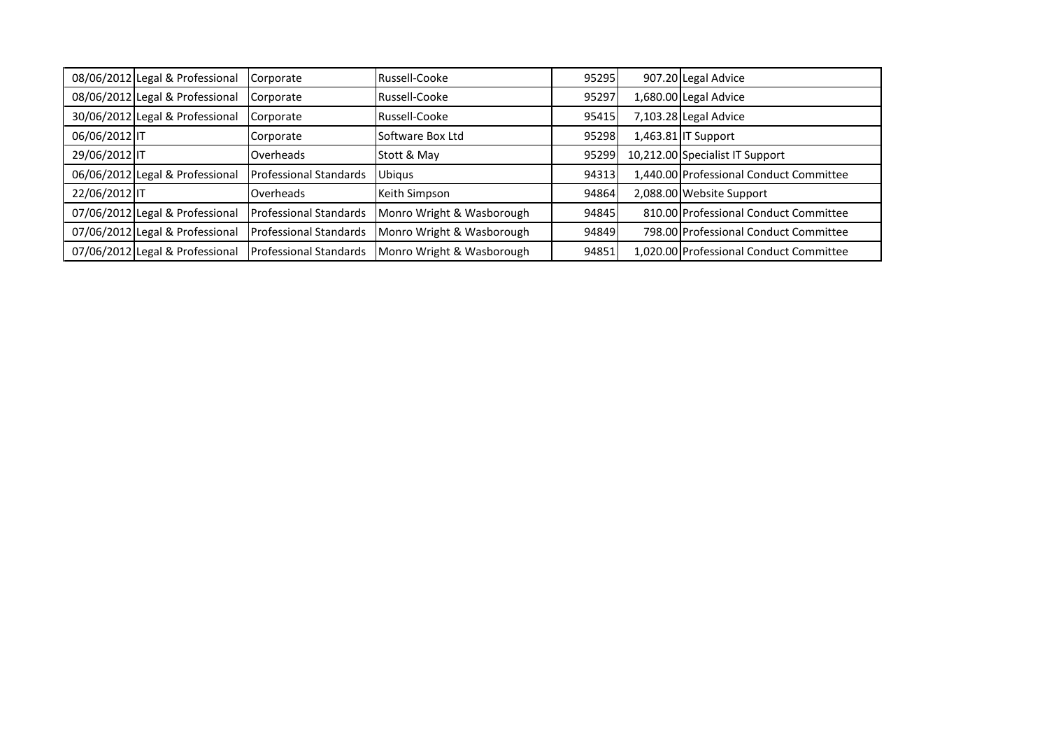| | | | | | | |
|---|---|---|---|---|---|---|
| 08/06/2012 | Legal & Professional | Corporate | Russell-Cooke | 95295 | 907.20 | Legal Advice |
| 08/06/2012 | Legal & Professional | Corporate | Russell-Cooke | 95297 | 1,680.00 | Legal Advice |
| 30/06/2012 | Legal & Professional | Corporate | Russell-Cooke | 95415 | 7,103.28 | Legal Advice |
| 06/06/2012 | IT | Corporate | Software Box Ltd | 95298 | 1,463.81 | IT Support |
| 29/06/2012 | IT | Overheads | Stott & May | 95299 | 10,212.00 | Specialist IT Support |
| 06/06/2012 | Legal & Professional | Professional Standards | Ubiqus | 94313 | 1,440.00 | Professional Conduct Committee |
| 22/06/2012 | IT | Overheads | Keith Simpson | 94864 | 2,088.00 | Website Support |
| 07/06/2012 | Legal & Professional | Professional Standards | Monro Wright & Wasborough | 94845 | 810.00 | Professional Conduct Committee |
| 07/06/2012 | Legal & Professional | Professional Standards | Monro Wright & Wasborough | 94849 | 798.00 | Professional Conduct Committee |
| 07/06/2012 | Legal & Professional | Professional Standards | Monro Wright & Wasborough | 94851 | 1,020.00 | Professional Conduct Committee |